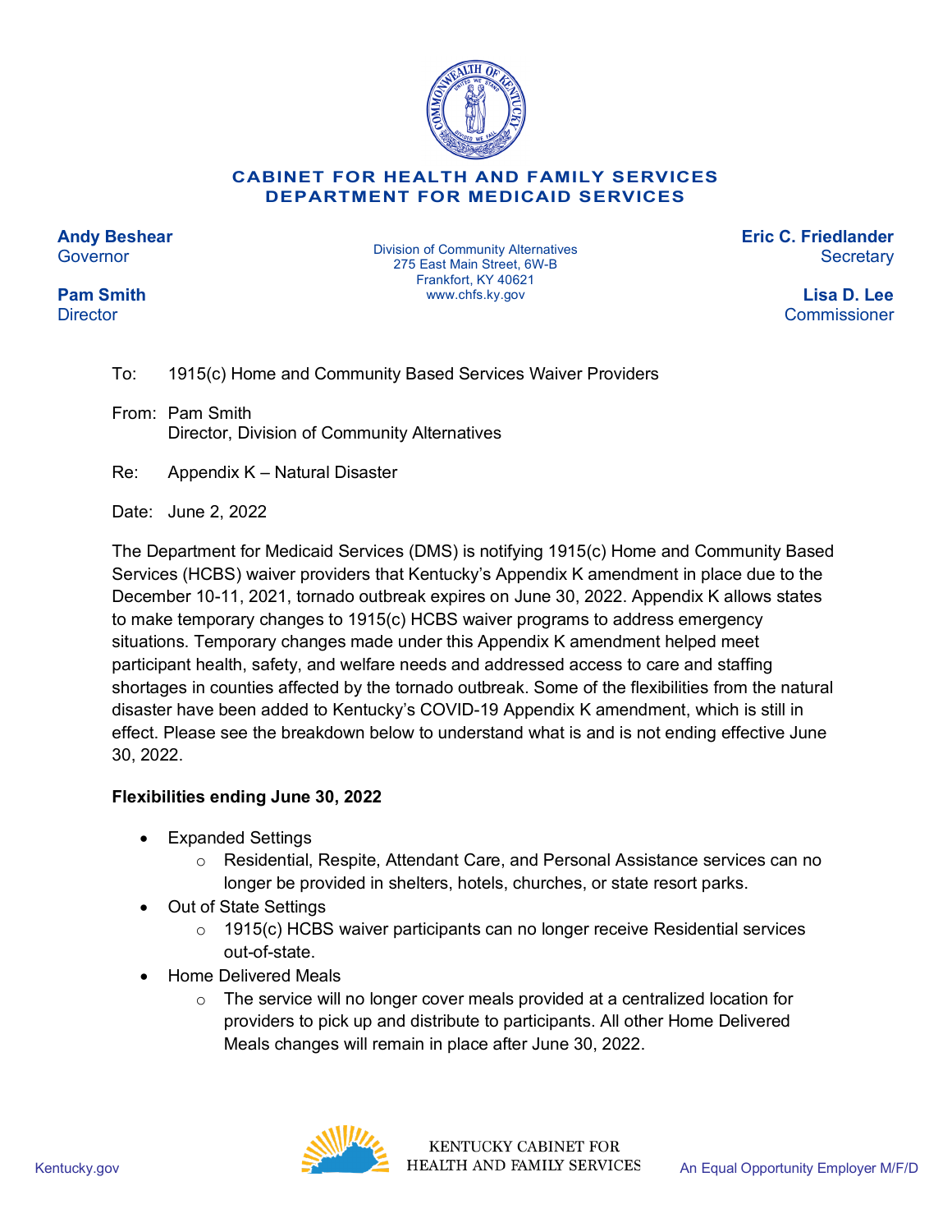**CABINET FOR HEALTH AND FAMILY SERVICES**
**DEPARTMENT FOR MEDICAID SERVICES**

**Andy Beshear**
Governor

**Pam Smith**
Director

Division of Community Alternatives
275 East Main Street, 6W-B
Frankfort, KY 40621
www.chfs.ky.gov

**Eric C. Friedlander**
Secretary

**Lisa D. Lee**
Commissioner

To: 1915(c) Home and Community Based Services Waiver Providers

From: Pam Smith
Director, Division of Community Alternatives

Re: Appendix K – Natural Disaster

Date: June 2, 2022

The Department for Medicaid Services (DMS) is notifying 1915(c) Home and Community Based Services (HCBS) waiver providers that Kentucky's Appendix K amendment in place due to the December 10-11, 2021, tornado outbreak expires on June 30, 2022. Appendix K allows states to make temporary changes to 1915(c) HCBS waiver programs to address emergency situations. Temporary changes made under this Appendix K amendment helped meet participant health, safety, and welfare needs and addressed access to care and staffing shortages in counties affected by the tornado outbreak. Some of the flexibilities from the natural disaster have been added to Kentucky's COVID-19 Appendix K amendment, which is still in effect. Please see the breakdown below to understand what is and is not ending effective June 30, 2022.

**Flexibilities ending June 30, 2022**

- Expanded Settings
  - Residential, Respite, Attendant Care, and Personal Assistance services can no longer be provided in shelters, hotels, churches, or state resort parks.
- Out of State Settings
  - 1915(c) HCBS waiver participants can no longer receive Residential services out-of-state.
- Home Delivered Meals
  - The service will no longer cover meals provided at a centralized location for providers to pick up and distribute to participants. All other Home Delivered Meals changes will remain in place after June 30, 2022.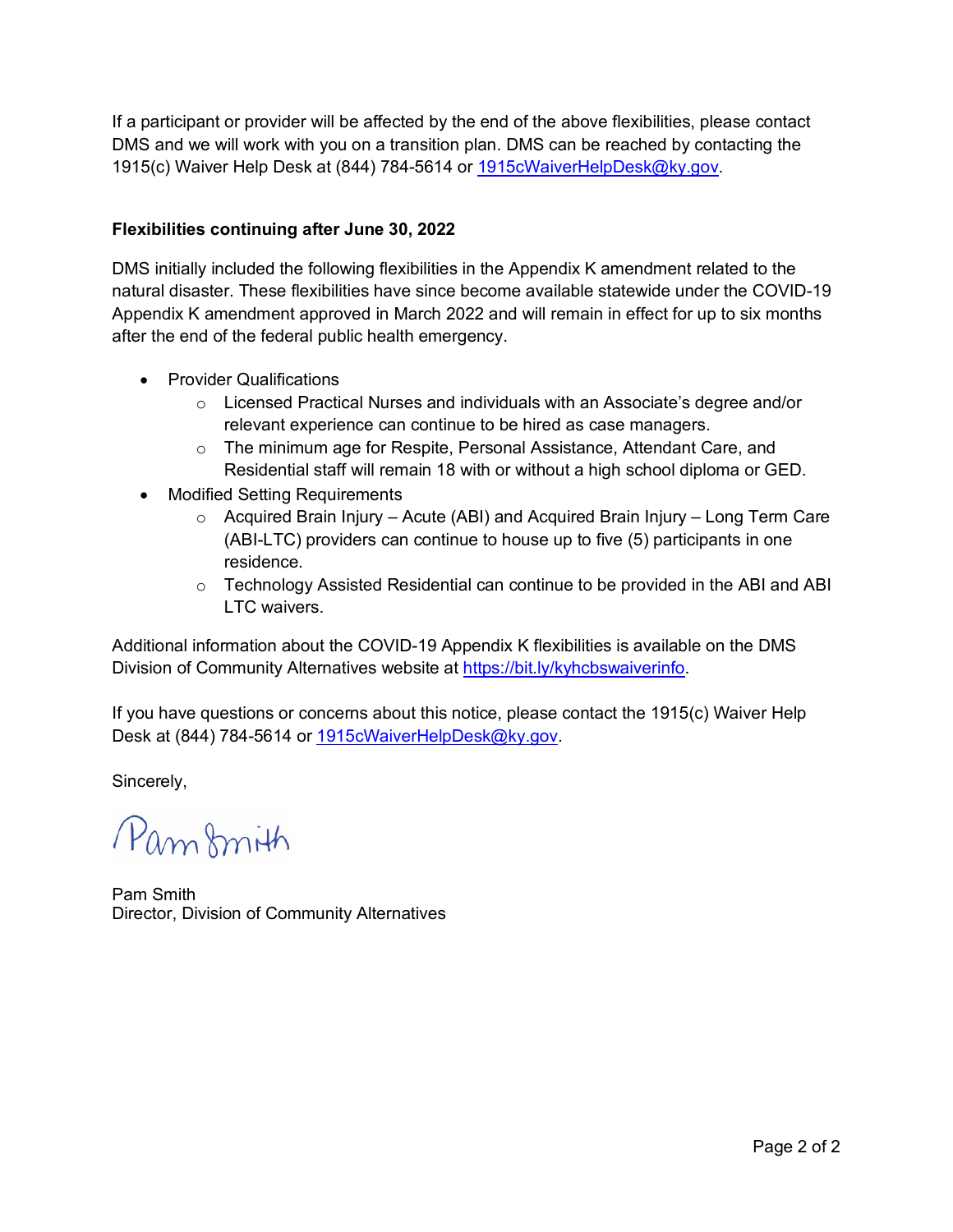If a participant or provider will be affected by the end of the above flexibilities, please contact DMS and we will work with you on a transition plan. DMS can be reached by contacting the 1915(c) Waiver Help Desk at (844) 784-5614 or [1915cWaiverHelpDesk@ky.gov](mailto:1915cWaiverHelpDesk@ky.gov).

**Flexibilities continuing after June 30, 2022**

DMS initially included the following flexibilities in the Appendix K amendment related to the natural disaster. These flexibilities have since become available statewide under the COVID-19 Appendix K amendment approved in March 2022 and will remain in effect for up to six months after the end of the federal public health emergency.

- Provider Qualifications
  - Licensed Practical Nurses and individuals with an Associate's degree and/or relevant experience can continue to be hired as case managers.
  - The minimum age for Respite, Personal Assistance, Attendant Care, and Residential staff will remain 18 with or without a high school diploma or GED.
- Modified Setting Requirements
  - Acquired Brain Injury – Acute (ABI) and Acquired Brain Injury – Long Term Care (ABI-LTC) providers can continue to house up to five (5) participants in one residence.
  - Technology Assisted Residential can continue to be provided in the ABI and ABI LTC waivers.

Additional information about the COVID-19 Appendix K flexibilities is available on the DMS Division of Community Alternatives website at [https://bit.ly/kyhcbswaiverinfo](https://bit.ly/kyhcbswaiverinfo).

If you have questions or concerns about this notice, please contact the 1915(c) Waiver Help Desk at (844) 784-5614 or [1915cWaiverHelpDesk@ky.gov](mailto:1915cWaiverHelpDesk@ky.gov).

Sincerely,

Pam Smith

Pam Smith
Director, Division of Community Alternatives